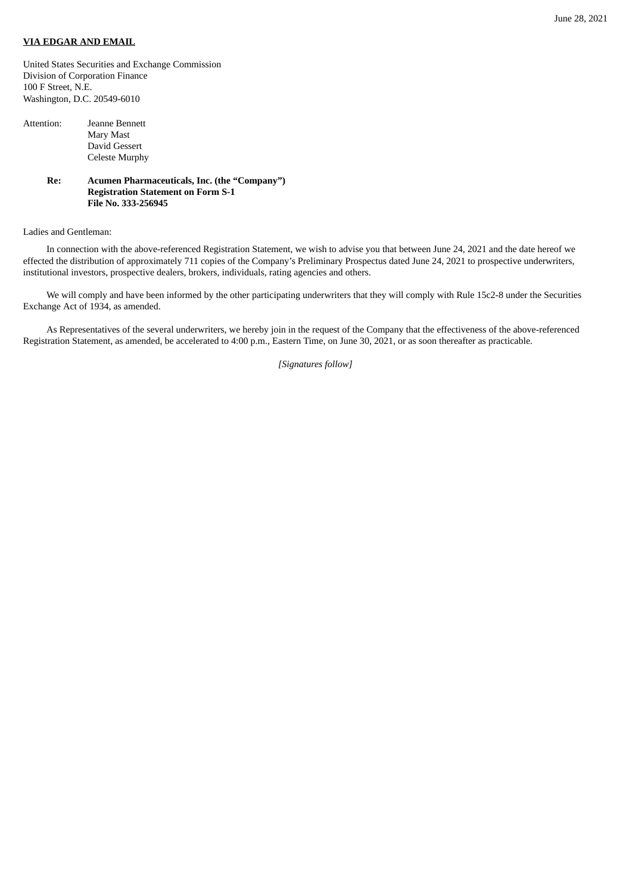June 28, 2021

**VIA EDGAR AND EMAIL**

United States Securities and Exchange Commission
Division of Corporation Finance
100 F Street, N.E.
Washington, D.C. 20549-6010

Attention: Jeanne Bennett
Mary Mast
David Gessert
Celeste Murphy

**Re: Acumen Pharmaceuticals, Inc. (the "Company")**
**Registration Statement on Form S-1**
**File No. 333-256945**

Ladies and Gentleman:

In connection with the above-referenced Registration Statement, we wish to advise you that between June 24, 2021 and the date hereof we effected the distribution of approximately 711 copies of the Company's Preliminary Prospectus dated June 24, 2021 to prospective underwriters, institutional investors, prospective dealers, brokers, individuals, rating agencies and others.

We will comply and have been informed by the other participating underwriters that they will comply with Rule 15c2-8 under the Securities Exchange Act of 1934, as amended.

As Representatives of the several underwriters, we hereby join in the request of the Company that the effectiveness of the above-referenced Registration Statement, as amended, be accelerated to 4:00 p.m., Eastern Time, on June 30, 2021, or as soon thereafter as practicable.

*[Signatures follow]*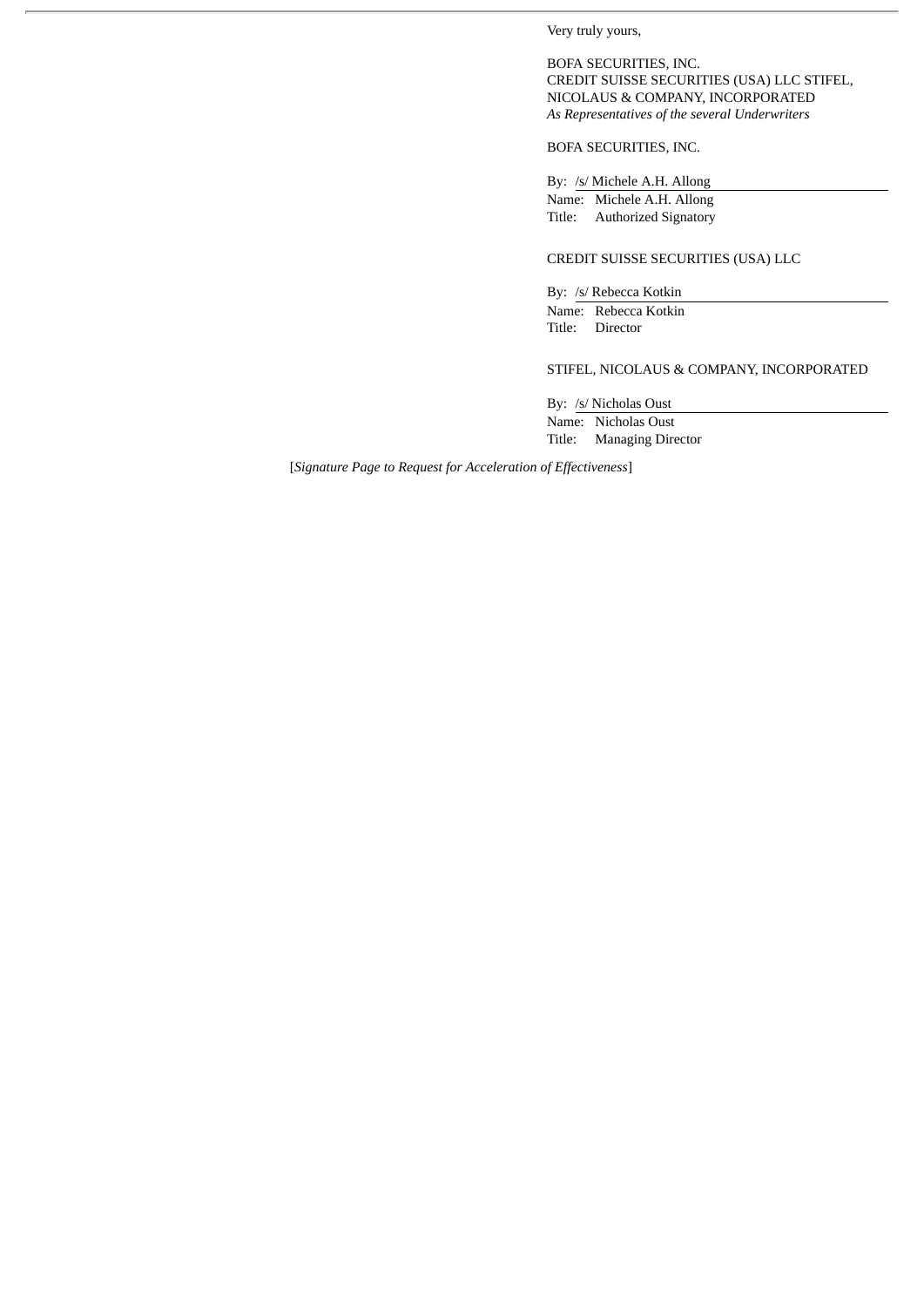Very truly yours,

BOFA SECURITIES, INC.
CREDIT SUISSE SECURITIES (USA) LLC STIFEL, NICOLAUS & COMPANY, INCORPORATED
*As Representatives of the several Underwriters*

BOFA SECURITIES, INC.

By: /s/ Michele A.H. Allong
Name: Michele A.H. Allong
Title: Authorized Signatory

CREDIT SUISSE SECURITIES (USA) LLC

By: /s/ Rebecca Kotkin
Name: Rebecca Kotkin
Title: Director

STIFEL, NICOLAUS & COMPANY, INCORPORATED

By: /s/ Nicholas Oust
Name: Nicholas Oust
Title: Managing Director

[*Signature Page to Request for Acceleration of Effectiveness*]